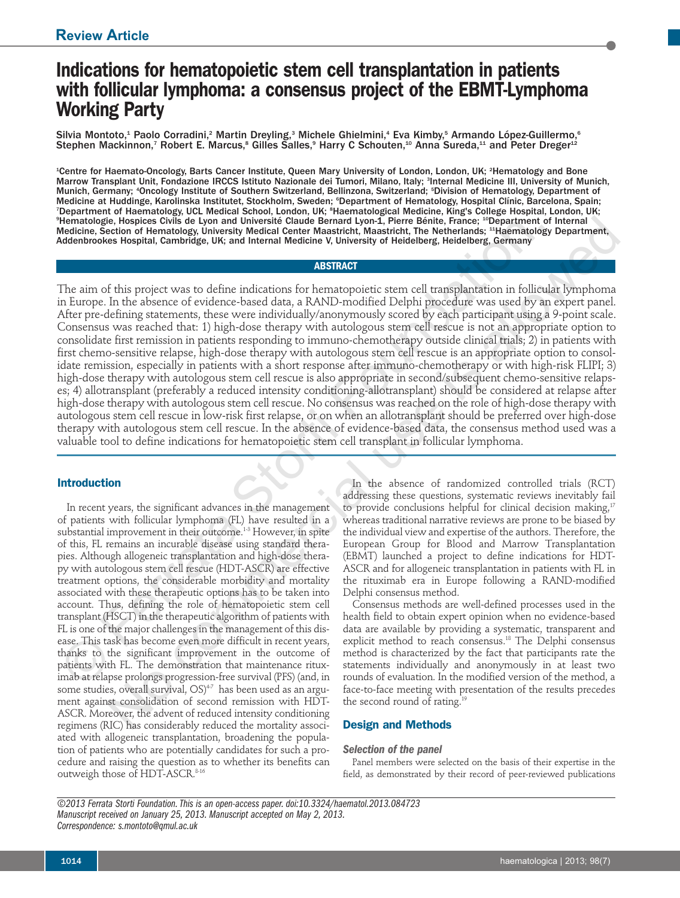Review Article

# Indications for hematopoietic stem cell transplantation in patients with follicular lymphoma: a consensus project of the EBMT-Lymphoma Working Party

Silvia Montoto,[1] Paolo Corradini,[2] Martin Dreyling,[3] Michele Ghielmini,[4] Eva Kimby,[5] Armando López-Guillermo,[6] Stephen Mackinnon,[7] Robert E. Marcus,[8] Gilles Salles,[9] Harry C Schouten,[10] Anna Sureda,[11] and Peter Dreger[12]

[1]Centre for Haemato-Oncology, Barts Cancer Institute, Queen Mary University of London, London, UK; [2]Hematology and Bone Marrow Transplant Unit, Fondazione IRCCS Istituto Nazionale dei Tumori, Milano, Italy; [3]Internal Medicine III, University of Munich, Munich, Germany; [4]Oncology Institute of Southern Switzerland, Bellinzona, Switzerland; [5]Division of Hematology, Department of Medicine at Huddinge, Karolinska Institutet, Stockholm, Sweden; [6]Department of Hematology, Hospital Clínic, Barcelona, Spain; [7]Department of Haematology, UCL Medical School, London, UK; [8]Haematological Medicine, King's College Hospital, London, UK; [9]Hematologie, Hospices Civils de Lyon and Université Claude Bernard Lyon-1, Pierre Bénite, France; [10]Department of Internal Medicine, Section of Hematology, University Medical Center Maastricht, Maastricht, The Netherlands; [11]Haematology Department, Addenbrookes Hospital, Cambridge, UK; and Internal Medicine V, University of Heidelberg, Heidelberg, Germany

## ABSTRACT

The aim of this project was to define indications for hematopoietic stem cell transplantation in follicular lymphoma in Europe. In the absence of evidence-based data, a RAND-modified Delphi procedure was used by an expert panel. After pre-defining statements, these were individually/anonymously scored by each participant using a 9-point scale. Consensus was reached that: 1) high-dose therapy with autologous stem cell rescue is not an appropriate option to consolidate first remission in patients responding to immuno-chemotherapy outside clinical trials; 2) in patients with first chemo-sensitive relapse, high-dose therapy with autologous stem cell rescue is an appropriate option to consolidate remission, especially in patients with a short response after immuno-chemotherapy or with high-risk FLIPI; 3) high-dose therapy with autologous stem cell rescue is also appropriate in second/subsequent chemo-sensitive relapses; 4) allotransplant (preferably a reduced intensity conditioning-allotransplant) should be considered at relapse after high-dose therapy with autologous stem cell rescue. No consensus was reached on the role of high-dose therapy with autologous stem cell rescue in low-risk first relapse, or on when an allotransplant should be preferred over high-dose therapy with autologous stem cell rescue. In the absence of evidence-based data, the consensus method used was a valuable tool to define indications for hematopoietic stem cell transplant in follicular lymphoma.

## Introduction

In recent years, the significant advances in the management of patients with follicular lymphoma (FL) have resulted in a substantial improvement in their outcome.[1-3] However, in spite of this, FL remains an incurable disease using standard therapies. Although allogeneic transplantation and high-dose therapy with autologous stem cell rescue (HDT-ASCR) are effective treatment options, the considerable morbidity and mortality associated with these therapeutic options has to be taken into account. Thus, defining the role of hematopoietic stem cell transplant (HSCT) in the therapeutic algorithm of patients with FL is one of the major challenges in the management of this disease. This task has become even more difficult in recent years, thanks to the significant improvement in the outcome of patients with FL. The demonstration that maintenance rituximab at relapse prolongs progression-free survival (PFS) (and, in some studies, overall survival, OS)[4-7] has been used as an argument against consolidation of second remission with HDT-ASCR. Moreover, the advent of reduced intensity conditioning regimens (RIC) has considerably reduced the mortality associated with allogeneic transplantation, broadening the population of patients who are potentially candidates for such a procedure and raising the question as to whether its benefits can outweigh those of HDT-ASCR.[8-16]

In the absence of randomized controlled trials (RCT) addressing these questions, systematic reviews inevitably fail to provide conclusions helpful for clinical decision making,[17] whereas traditional narrative reviews are prone to be biased by the individual view and expertise of the authors. Therefore, the European Group for Blood and Marrow Transplantation (EBMT) launched a project to define indications for HDT-ASCR and for allogeneic transplantation in patients with FL in the rituximab era in Europe following a RAND-modified Delphi consensus method.

Consensus methods are well-defined processes used in the health field to obtain expert opinion when no evidence-based data are available by providing a systematic, transparent and explicit method to reach consensus.[18] The Delphi consensus method is characterized by the fact that participants rate the statements individually and anonymously in at least two rounds of evaluation. In the modified version of the method, a face-to-face meeting with presentation of the results precedes the second round of rating.[19]

## Design and Methods

### *Selection of the panel*

Panel members were selected on the basis of their expertise in the field, as demonstrated by their record of peer-reviewed publications

*©2013 Ferrata Storti Foundation. This is an open-access paper. doi:10.3324/haematol.2013.084723*
*Manuscript received on January 25, 2013. Manuscript accepted on May 2, 2013.*
*Correspondence: s.montoto@qmul.ac.uk*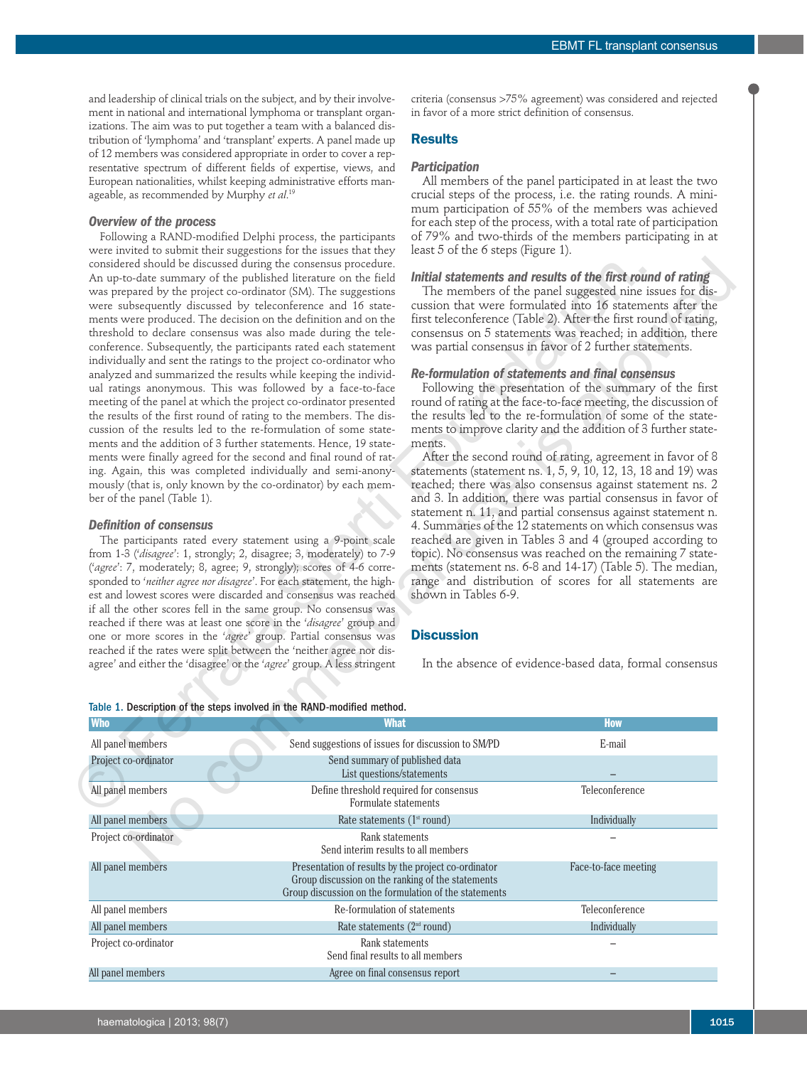and leadership of clinical trials on the subject, and by their involvement in national and international lymphoma or transplant organizations. The aim was to put together a team with a balanced distribution of 'lymphoma' and 'transplant' experts. A panel made up of 12 members was considered appropriate in order to cover a representative spectrum of different fields of expertise, views, and European nationalities, whilst keeping administrative efforts manageable, as recommended by Murphy *et al.*[19]

### *Overview of the process*

Following a RAND-modified Delphi process, the participants were invited to submit their suggestions for the issues that they considered should be discussed during the consensus procedure. An up-to-date summary of the published literature on the field was prepared by the project co-ordinator (SM). The suggestions were subsequently discussed by teleconference and 16 statements were produced. The decision on the definition and on the threshold to declare consensus was also made during the teleconference. Subsequently, the participants rated each statement individually and sent the ratings to the project co-ordinator who analyzed and summarized the results while keeping the individual ratings anonymous. This was followed by a face-to-face meeting of the panel at which the project co-ordinator presented the results of the first round of rating to the members. The discussion of the results led to the re-formulation of some statements and the addition of 3 further statements. Hence, 19 statements were finally agreed for the second and final round of rating. Again, this was completed individually and semi-anonymously (that is, only known by the co-ordinator) by each member of the panel (Table 1).

### *Definition of consensus*

The participants rated every statement using a 9-point scale from 1-3 ('*disagree*': 1, strongly; 2, disagree; 3, moderately) to 7-9 ('*agree*': 7, moderately; 8, agree; 9, strongly); scores of 4-6 corresponded to '*neither agree nor disagree*'. For each statement, the highest and lowest scores were discarded and consensus was reached if all the other scores fell in the same group. No consensus was reached if there was at least one score in the '*disagree*' group and one or more scores in the '*agree*' group. Partial consensus was reached if the rates were split between the 'neither agree nor disagree' and either the 'disagree' or the '*agree*' group. A less stringent criteria (consensus >75% agreement) was considered and rejected in favor of a more strict definition of consensus.

## Results

### *Participation*

All members of the panel participated in at least the two crucial steps of the process, i.e. the rating rounds. A minimum participation of 55% of the members was achieved for each step of the process, with a total rate of participation of 79% and two-thirds of the members participating in at least 5 of the 6 steps (Figure 1).

### *Initial statements and results of the first round of rating*

The members of the panel suggested nine issues for discussion that were formulated into 16 statements after the first teleconference (Table 2). After the first round of rating, consensus on 5 statements was reached; in addition, there was partial consensus in favor of 2 further statements.

### *Re-formulation of statements and final consensus*

Following the presentation of the summary of the first round of rating at the face-to-face meeting, the discussion of the results led to the re-formulation of some of the statements to improve clarity and the addition of 3 further statements.

After the second round of rating, agreement in favor of 8 statements (statement ns. 1, 5, 9, 10, 12, 13, 18 and 19) was reached; there was also consensus against statement ns. 2 and 3. In addition, there was partial consensus in favor of statement n. 11, and partial consensus against statement n. 4. Summaries of the 12 statements on which consensus was reached are given in Tables 3 and 4 (grouped according to topic). No consensus was reached on the remaining 7 statements (statement ns. 6-8 and 14-17) (Table 5). The median, range and distribution of scores for all statements are shown in Tables 6-9.

## Discussion

In the absence of evidence-based data, formal consensus

Table 1. Description of the steps involved in the RAND-modified method.

| Who | What | How |
|---|---|---|
| All panel members | Send suggestions of issues for discussion to SM/PD | E-mail |
| Project co-ordinator | Send summary of published data<br>List questions/statements | – |
| All panel members | Define threshold required for consensus<br>Formulate statements | Teleconference |
| All panel members | Rate statements (1st round) | Individually |
| Project co-ordinator | Rank statements<br>Send interim results to all members | – |
| All panel members | Presentation of results by the project co-ordinator<br>Group discussion on the ranking of the statements<br>Group discussion on the formulation of the statements | Face-to-face meeting |
| All panel members | Re-formulation of statements | Teleconference |
| All panel members | Rate statements (2nd round) | Individually |
| Project co-ordinator | Rank statements<br>Send final results to all members | – |
| All panel members | Agree on final consensus report | – |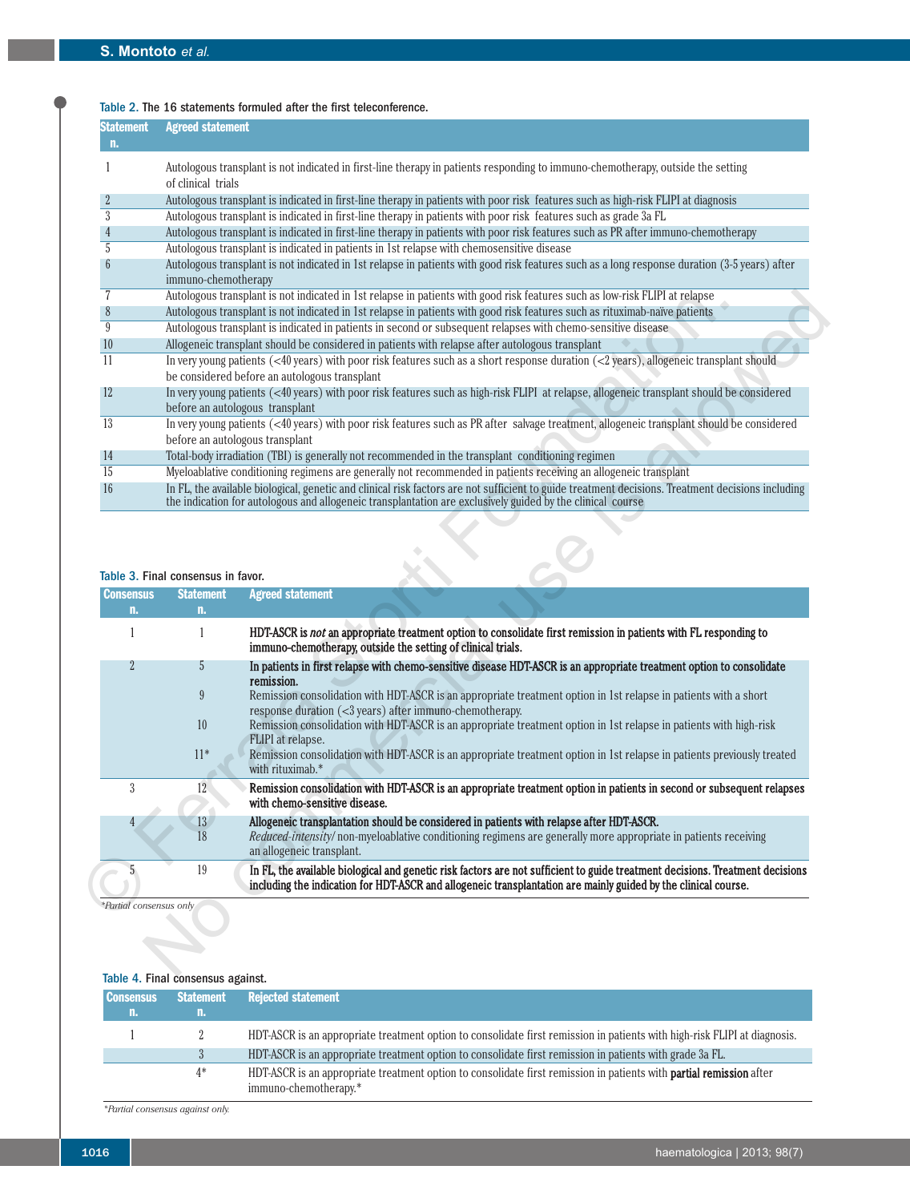Table 2. The 16 statements formuled after the first teleconference.

| Statement n. | Agreed statement |
|---|---|
| 1 | Autologous transplant is not indicated in first-line therapy in patients responding to immuno-chemotherapy, outside the setting of clinical trials |
| 2 | Autologous transplant is indicated in first-line therapy in patients with poor risk features such as high-risk FLIPI at diagnosis |
| 3 | Autologous transplant is indicated in first-line therapy in patients with poor risk features such as grade 3a FL |
| 4 | Autologous transplant is indicated in first-line therapy in patients with poor risk features such as PR after immuno-chemotherapy |
| 5 | Autologous transplant is indicated in patients in 1st relapse with chemosensitive disease |
| 6 | Autologous transplant is not indicated in 1st relapse in patients with good risk features such as a long response duration (3-5 years) after immuno-chemotherapy |
| 7 | Autologous transplant is not indicated in 1st relapse in patients with good risk features such as low-risk FLIPI at relapse |
| 8 | Autologous transplant is not indicated in 1st relapse in patients with good risk features such as rituximab-naïve patients |
| 9 | Autologous transplant is indicated in patients in second or subsequent relapses with chemo-sensitive disease |
| 10 | Allogeneic transplant should be considered in patients with relapse after autologous transplant |
| 11 | In very young patients (<40 years) with poor risk features such as a short response duration (<2 years), allogeneic transplant should be considered before an autologous transplant |
| 12 | In very young patients (<40 years) with poor risk features such as high-risk FLIPI at relapse, allogeneic transplant should be considered before an autologous transplant |
| 13 | In very young patients (<40 years) with poor risk features such as PR after salvage treatment, allogeneic transplant should be considered before an autologous transplant |
| 14 | Total-body irradiation (TBI) is generally not recommended in the transplant conditioning regimen |
| 15 | Myeloablative conditioning regimens are generally not recommended in patients receiving an allogeneic transplant |
| 16 | In FL, the available biological, genetic and clinical risk factors are not sufficient to guide treatment decisions. Treatment decisions including the indication for autologous and allogeneic transplantation are exclusively guided by the clinical course |

Table 3. Final consensus in favor.

| Consensus n. | Statement n. | Agreed statement |
|---|---|---|
| 1 | 1 | **HDT-ASCR is *not* an appropriate treatment option to consolidate first remission in patients with FL responding to immuno-chemotherapy, outside the setting of clinical trials.** |
| 2 | 5 | **In patients in first relapse with chemo-sensitive disease HDT-ASCR is an appropriate treatment option to consolidate remission.** |
| | 9 | Remission consolidation with HDT-ASCR is an appropriate treatment option in 1st relapse in patients with a short response duration (<3 years) after immuno-chemotherapy. |
| | 10 | Remission consolidation with HDT-ASCR is an appropriate treatment option in 1st relapse in patients with high-risk FLIPI at relapse. |
| | 11* | Remission consolidation with HDT-ASCR is an appropriate treatment option in 1st relapse in patients previously treated with rituximab.* |
| 3 | 12 | **Remission consolidation with HDT-ASCR is an appropriate treatment option in patients in second or subsequent relapses with chemo-sensitive disease.** |
| 4 | 13 | **Allogeneic transplantation should be considered in patients with relapse after HDT-ASCR.** |
| | 18 | *Reduced-intensity*/ non-myeloablative conditioning regimens are generally more appropriate in patients receiving an allogeneic transplant. |
| 5 | 19 | **In FL, the available biological and genetic risk factors are not sufficient to guide treatment decisions. Treatment decisions including the indication for HDT-ASCR and allogeneic transplantation are mainly guided by the clinical course.** |

*Partial consensus only

Table 4. Final consensus against.

| Consensus n. | Statement n. | Rejected statement |
|---|---|---|
| 1 | 2 | HDT-ASCR is an appropriate treatment option to consolidate first remission in patients with high-risk FLIPI at diagnosis. |
| | 3 | HDT-ASCR is an appropriate treatment option to consolidate first remission in patients with grade 3a FL. |
| | 4* | HDT-ASCR is an appropriate treatment option to consolidate first remission in patients with **partial remission** after immuno-chemotherapy.* |

*Partial consensus against only.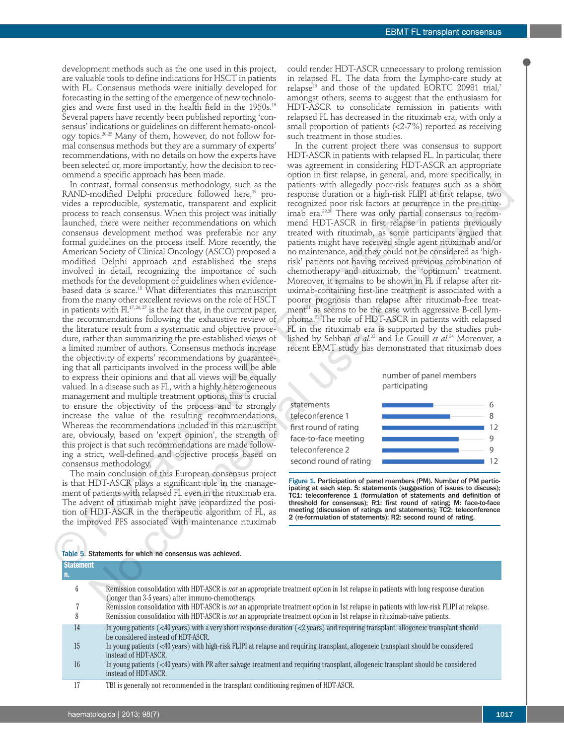development methods such as the one used in this project, are valuable tools to define indications for HSCT in patients with FL. Consensus methods were initially developed for forecasting in the setting of the emergence of new technologies and were first used in the health field in the 1950s.[19] Several papers have recently been published reporting 'consensus' indications or guidelines on different hemato-oncology topics.[20-25] Many of them, however, do not follow formal consensus methods but they are a summary of experts' recommendations, with no details on how the experts have been selected or, more importantly, how the decision to recommend a specific approach has been made.

In contrast, formal consensus methodology, such as the RAND-modified Delphi procedure followed here,[19] provides a reproducible, systematic, transparent and explicit process to reach consensus. When this project was initially launched, there were neither recommendations on which consensus development method was preferable nor any formal guidelines on the process itself. More recently, the American Society of Clinical Oncology (ASCO) proposed a modified Delphi approach and established the steps involved in detail, recognizing the importance of such methods for the development of guidelines when evidence-based data is scarce.[18] What differentiates this manuscript from the many other excellent reviews on the role of HSCT in patients with FL[17,26,27] is the fact that, in the current paper, the recommendations following the exhaustive review of the literature result from a systematic and objective procedure, rather than summarizing the pre-established views of a limited number of authors. Consensus methods increase the objectivity of experts' recommendations by guaranteeing that all participants involved in the process will be able to express their opinions and that all views will be equally valued. In a disease such as FL, with a highly heterogeneous management and multiple treatment options, this is crucial to ensure the objectivity of the process and to strongly increase the value of the resulting recommendations. Whereas the recommendations included in this manuscript are, obviously, based on 'expert opinion', the strength of this project is that such recommendations are made following a strict, well-defined and objective process based on consensus methodology.

The main conclusion of this European consensus project is that HDT-ASCR plays a significant role in the management of patients with relapsed FL even in the rituximab era. The advent of rituximab might have jeopardized the position of HDT-ASCR in the therapeutic algorithm of FL, as the improved PFS associated with maintenance rituximab could render HDT-ASCR unnecessary to prolong remission in relapsed FL. The data from the Lympho-care study at relapse[28] and those of the updated EORTC 20981 trial,[7] amongst others, seems to suggest that the enthusiasm for HDT-ASCR to consolidate remission in patients with relapsed FL has decreased in the rituximab era, with only a small proportion of patients (<2-7%) reported as receiving such treatment in those studies.

In the current project there was consensus to support HDT-ASCR in patients with relapsed FL. In particular, there was agreement in considering HDT-ASCR an appropriate option in first relapse, in general, and, more specifically, in patients with allegedly poor-risk features such as a short response duration or a high-risk FLIPI at first relapse, two recognized poor risk factors at recurrence in the pre-rituximab era.[29,30] There was only partial consensus to recommend HDT-ASCR in first relapse in patients previously treated with rituximab, as some participants argued that patients might have received single agent rituximab and/or no maintenance, and they could not be considered as 'high-risk' patients not having received previous combination of chemotherapy and rituximab, the 'optimum' treatment. Moreover, it remains to be shown in FL if relapse after rituximab-containing first-line treatment is associated with a poorer prognosis than relapse after rituximab-free treatment[31] as seems to be the case with aggressive B-cell lymphoma.[32] The role of HDT-ASCR in patients with relapsed FL in the rituximab era is supported by the studies published by Sebban *et al.*[33] and Le Gouill *et al.*[34] Moreover, a recent EBMT study has demonstrated that rituximab does

number of panel members participating

statements 6
teleconference 1 8
first round of rating 12
face-to-face meeting 9
teleconference 2 9
second round of rating 12

Figure 1. Participation of panel members (PM). Number of PM participating at each step. S: statements (suggestion of issues to discuss); TC1: teleconference 1 (formulation of statements and definition of threshold for consensus); R1: first round of rating; M: face-to-face meeting (discussion of ratings and statements); TC2: teleconference 2 (re-formulation of statements); R2: second round of rating.

Table 5. Statements for which no consensus was achieved.

| Statement n. | |
|---|---|
| 6 | Remission consolidation with HDT-ASCR is *not* an appropriate treatment option in 1st relapse in patients with long response duration (longer than 3-5 years) after immuno-chemotherapy. |
| 7 | Remission consolidation with HDT-ASCR is *not* an appropriate treatment option in 1st relapse in patients with low-risk FLIPI at relapse. |
| 8 | Remission consolidation with HDT-ASCR is *not* an appropriate treatment option in 1st relapse in rituximab-naïve patients. |
| 14 | In young patients (<40 years) with a very short response duration (<2 years) and requiring transplant, allogeneic transplant should be considered instead of HDT-ASCR. |
| 15 | In young patients (<40 years) with high-risk FLIPI at relapse and requiring transplant, allogeneic transplant should be considered instead of HDT-ASCR. |
| 16 | In young patients (<40 years) with PR after salvage treatment and requiring transplant, allogeneic transplant should be considered instead of HDT-ASCR. |
| 17 | TBI is generally not recommended in the transplant conditioning regimen of HDT-ASCR. |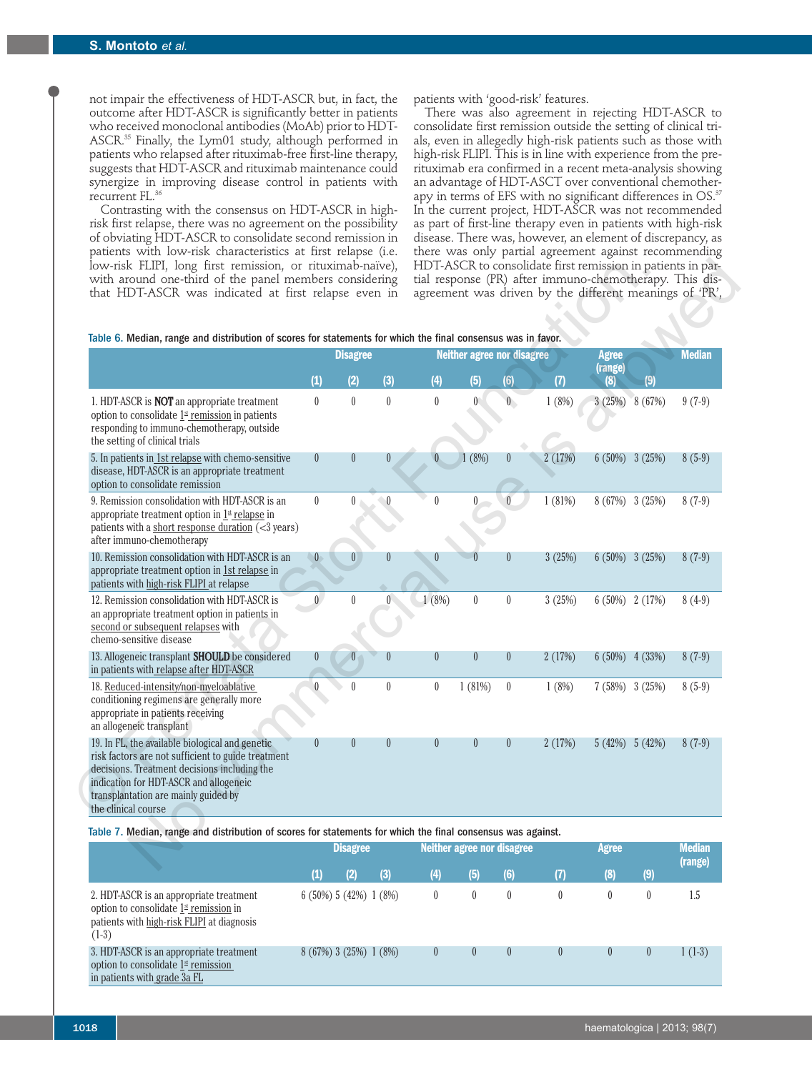not impair the effectiveness of HDT-ASCR but, in fact, the outcome after HDT-ASCR is significantly better in patients who received monoclonal antibodies (MoAb) prior to HDT-ASCR.[35] Finally, the Lym01 study, although performed in patients who relapsed after rituximab-free first-line therapy, suggests that HDT-ASCR and rituximab maintenance could synergize in improving disease control in patients with recurrent FL.[36]

Contrasting with the consensus on HDT-ASCR in high-risk first relapse, there was no agreement on the possibility of obviating HDT-ASCR to consolidate second remission in patients with low-risk characteristics at first relapse (i.e. low-risk FLIPI, long first remission, or rituximab-naïve), with around one-third of the panel members considering that HDT-ASCR was indicated at first relapse even in patients with 'good-risk' features.

There was also agreement in rejecting HDT-ASCR to consolidate first remission outside the setting of clinical trials, even in allegedly high-risk patients such as those with high-risk FLIPI. This is in line with experience from the pre-rituximab era confirmed in a recent meta-analysis showing an advantage of HDT-ASCT over conventional chemotherapy in terms of EFS with no significant differences in OS.[37] In the current project, HDT-ASCR was not recommended as part of first-line therapy even in patients with high-risk disease. There was, however, an element of discrepancy, as there was only partial agreement against recommending HDT-ASCR to consolidate first remission in patients in partial response (PR) after immuno-chemotherapy. This disagreement was driven by the different meanings of 'PR',

Table 6. Median, range and distribution of scores for statements for which the final consensus was in favor.

| | Disagree | | | Neither agree nor disagree | | | Agree (range) | | | Median |
|---|---|---|---|---|---|---|---|---|---|---|
| | (1) | (2) | (3) | (4) | (5) | (6) | (7) | (8) | (9) | |
| 1. HDT-ASCR is **NOT** an appropriate treatment option to consolidate 1st remission in patients responding to immuno-chemotherapy, outside the setting of clinical trials | 0 | 0 | 0 | 0 | 0 | 0 | 1 (8%) | 3 (25%) | 8 (67%) | 9 (7-9) |
| 5. In patients in 1st relapse with chemo-sensitive disease, HDT-ASCR is an appropriate treatment option to consolidate remission | 0 | 0 | 0 | 0 | 1 (8%) | 0 | 2 (17%) | 6 (50%) | 3 (25%) | 8 (5-9) |
| 9. Remission consolidation with HDT-ASCR is an appropriate treatment option in 1st relapse in patients with a short response duration (<3 years) after immuno-chemotherapy | 0 | 0 | 0 | 0 | 0 | 0 | 1 (81%) | 8 (67%) | 3 (25%) | 8 (7-9) |
| 10. Remission consolidation with HDT-ASCR is an appropriate treatment option in 1st relapse in patients with high-risk FLIPI at relapse | 0 | 0 | 0 | 0 | 0 | 0 | 3 (25%) | 6 (50%) | 3 (25%) | 8 (7-9) |
| 12. Remission consolidation with HDT-ASCR is an appropriate treatment option in patients in second or subsequent relapses with chemo-sensitive disease | 0 | 0 | 0 | 1 (8%) | 0 | 0 | 3 (25%) | 6 (50%) | 2 (17%) | 8 (4-9) |
| 13. Allogeneic transplant **SHOULD** be considered in patients with relapse after HDT-ASCR | 0 | 0 | 0 | 0 | 0 | 0 | 2 (17%) | 6 (50%) | 4 (33%) | 8 (7-9) |
| 18. Reduced-intensity/non-myeloablative conditioning regimens are generally more appropriate in patients receiving an allogeneic transplant | 0 | 0 | 0 | 0 | 1 (81%) | 0 | 1 (8%) | 7 (58%) | 3 (25%) | 8 (5-9) |
| 19. In FL, the available biological and genetic risk factors are not sufficient to guide treatment decisions. Treatment decisions including the indication for HDT-ASCR and allogeneic transplantation are mainly guided by the clinical course | 0 | 0 | 0 | 0 | 0 | 0 | 2 (17%) | 5 (42%) | 5 (42%) | 8 (7-9) |

Table 7. Median, range and distribution of scores for statements for which the final consensus was against.

| | Disagree | | | Neither agree nor disagree | | | | Agree | | Median (range) |
|---|---|---|---|---|---|---|---|---|---|---|
| | (1) | (2) | (3) | (4) | (5) | (6) | (7) | (8) | (9) | |
| 2. HDT-ASCR is an appropriate treatment option to consolidate 1st remission in patients with high-risk FLIPI at diagnosis (1-3) | 6 (50%) | 5 (42%) | 1 (8%) | 0 | 0 | 0 | 0 | 0 | 0 | 1.5 |
| 3. HDT-ASCR is an appropriate treatment option to consolidate 1st remission in patients with grade 3a FL | 8 (67%) | 3 (25%) | 1 (8%) | 0 | 0 | 0 | 0 | 0 | 0 | 1 (1-3) |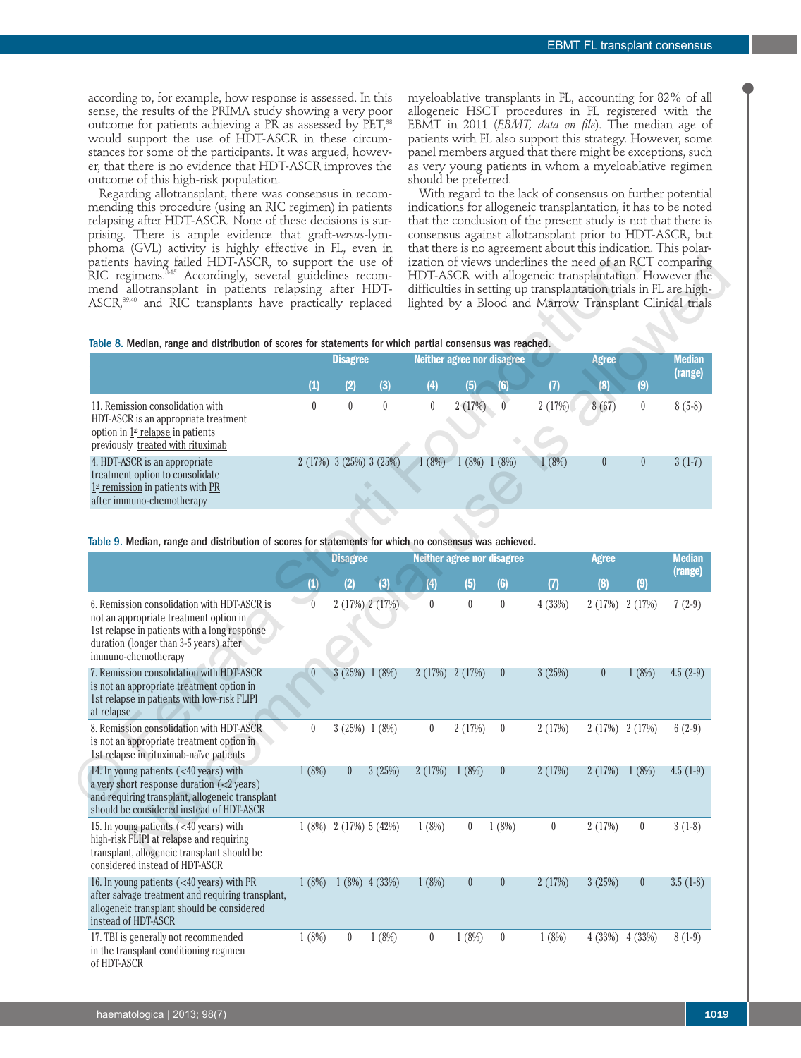according to, for example, how response is assessed. In this sense, the results of the PRIMA study showing a very poor outcome for patients achieving a PR as assessed by PET,[38] would support the use of HDT-ASCR in these circumstances for some of the participants. It was argued, however, that there is no evidence that HDT-ASCR improves the outcome of this high-risk population.

Regarding allotransplant, there was consensus in recommending this procedure (using an RIC regimen) in patients relapsing after HDT-ASCR. None of these decisions is surprising. There is ample evidence that graft-*versus*-lymphoma (GVL) activity is highly effective in FL, even in patients having failed HDT-ASCR, to support the use of RIC regimens.[8-15] Accordingly, several guidelines recommend allotransplant in patients relapsing after HDT-ASCR,[39,40] and RIC transplants have practically replaced myeloablative transplants in FL, accounting for 82% of all allogeneic HSCT procedures in FL registered with the EBMT in 2011 (*EBMT, data on file*). The median age of patients with FL also support this strategy. However, some panel members argued that there might be exceptions, such as very young patients in whom a myeloablative regimen should be preferred.

With regard to the lack of consensus on further potential indications for allogeneic transplantation, it has to be noted that the conclusion of the present study is not that there is consensus against allotransplant prior to HDT-ASCR, but that there is no agreement about this indication. This polarization of views underlines the need of an RCT comparing HDT-ASCR with allogeneic transplantation. However the difficulties in setting up transplantation trials in FL are highlighted by a Blood and Marrow Transplant Clinical trials

**Table 8.** Median, range and distribution of scores for statements for which partial consensus was reached.

| | Disagree | | | Neither agree nor disagree | | | | Agree | | Median (range) |
|---|---|---|---|---|---|---|---|---|---|---|
| | (1) | (2) | (3) | (4) | (5) | (6) | (7) | (8) | (9) | |
| 11. Remission consolidation with HDT-ASCR is an appropriate treatment option in 1[st] relapse in patients previously treated with rituximab | 0 | 0 | 0 | 0 | 2 (17%) | 0 | 2 (17%) | 8 (67) | 0 | 8 (5-8) |
| 4. HDT-ASCR is an appropriate treatment option to consolidate 1[st] remission in patients with PR after immuno-chemotherapy | 2 (17%) | 3 (25%) | 3 (25%) | 1 (8%) | 1 (8%) | 1 (8%) | 1 (8%) | 0 | 0 | 3 (1-7) |

**Table 9.** Median, range and distribution of scores for statements for which no consensus was achieved.

| | Disagree | | | Neither agree nor disagree | | | | Agree | | Median (range) |
|---|---|---|---|---|---|---|---|---|---|---|
| | (1) | (2) | (3) | (4) | (5) | (6) | (7) | (8) | (9) | |
| 6. Remission consolidation with HDT-ASCR is not an appropriate treatment option in 1st relapse in patients with a long response duration (longer than 3-5 years) after immuno-chemotherapy | 0 | 2 (17%) | 2 (17%) | 0 | 0 | 0 | 4 (33%) | 2 (17%) | 2 (17%) | 7 (2-9) |
| 7. Remission consolidation with HDT-ASCR is not an appropriate treatment option in 1st relapse in patients with low-risk FLIPI at relapse | 0 | 3 (25%) | 1 (8%) | 2 (17%) | 2 (17%) | 0 | 3 (25%) | 0 | 1 (8%) | 4.5 (2-9) |
| 8. Remission consolidation with HDT-ASCR is not an appropriate treatment option in 1st relapse in rituximab-naïve patients | 0 | 3 (25%) | 1 (8%) | 0 | 2 (17%) | 0 | 2 (17%) | 2 (17%) | 2 (17%) | 6 (2-9) |
| 14. In young patients (<40 years) with a very short response duration (<2 years) and requiring transplant, allogeneic transplant should be considered instead of HDT-ASCR | 1 (8%) | 0 | 3 (25%) | 2 (17%) | 1 (8%) | 0 | 2 (17%) | 2 (17%) | 1 (8%) | 4.5 (1-9) |
| 15. In young patients (<40 years) with high-risk FLIPI at relapse and requiring transplant, allogeneic transplant should be considered instead of HDT-ASCR | 1 (8%) | 2 (17%) | 5 (42%) | 1 (8%) | 0 | 1 (8%) | 0 | 2 (17%) | 0 | 3 (1-8) |
| 16. In young patients (<40 years) with PR after salvage treatment and requiring transplant, allogeneic transplant should be considered instead of HDT-ASCR | 1 (8%) | 1 (8%) | 4 (33%) | 1 (8%) | 0 | 0 | 2 (17%) | 3 (25%) | 0 | 3.5 (1-8) |
| 17. TBI is generally not recommended in the transplant conditioning regimen of HDT-ASCR | 1 (8%) | 0 | 1 (8%) | 0 | 1 (8%) | 0 | 1 (8%) | 4 (33%) | 4 (33%) | 8 (1-9) |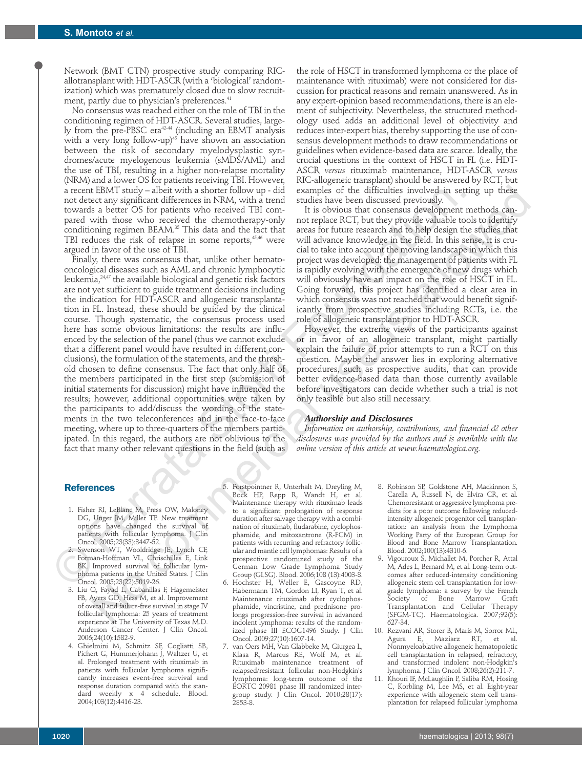Network (BMT CTN) prospective study comparing RIC-allotransplant with HDT-ASCR (with a 'biological' randomization) which was prematurely closed due to slow recruitment, partly due to physician's preferences.[41]

No consensus was reached either on the role of TBI in the conditioning regimen of HDT-ASCR. Several studies, largely from the pre-PBSC era[42-44] (including an EBMT analysis with a very long follow-up)[45] have shown an association between the risk of secondary myelodysplastic syndromes/acute myelogenous leukemia (sMDS/AML) and the use of TBI, resulting in a higher non-relapse mortality (NRM) and a lower OS for patients receiving TBI. However, a recent EBMT study – albeit with a shorter follow up - did not detect any significant differences in NRM, with a trend towards a better OS for patients who received TBI compared with those who received the chemotherapy-only conditioning regimen BEAM.[35] This data and the fact that TBI reduces the risk of relapse in some reports,[45,46] were argued in favor of the use of TBI.

Finally, there was consensus that, unlike other hemato-oncological diseases such as AML and chronic lymphocytic leukemia,[24,47] the available biological and genetic risk factors are not yet sufficient to guide treatment decisions including the indication for HDT-ASCR and allogeneic transplantation in FL. Instead, these should be guided by the clinical course. Though systematic, the consensus process used here has some obvious limitations: the results are influenced by the selection of the panel (thus we cannot exclude that a different panel would have resulted in different conclusions), the formulation of the statements, and the threshold chosen to define consensus. The fact that only half of the members participated in the first step (submission of initial statements for discussion) might have influenced the results; however, additional opportunities were taken by the participants to add/discuss the wording of the statements in the two teleconferences and in the face-to-face meeting, where up to three-quarters of the members participated. In this regard, the authors are not oblivious to the fact that many other relevant questions in the field (such as the role of HSCT in transformed lymphoma or the place of maintenance with rituximab) were not considered for discussion for practical reasons and remain unanswered. As in any expert-opinion based recommendations, there is an element of subjectivity. Nevertheless, the structured methodology used adds an additional level of objectivity and reduces inter-expert bias, thereby supporting the use of consensus development methods to draw recommendations or guidelines when evidence-based data are scarce. Ideally, the crucial questions in the context of HSCT in FL (i.e. HDT-ASCR *versus* rituximab maintenance, HDT-ASCR *versus* RIC-allogeneic transplant) should be answered by RCT, but examples of the difficulties involved in setting up these studies have been discussed previously.

It is obvious that consensus development methods cannot replace RCT, but they provide valuable tools to identify areas for future research and to help design the studies that will advance knowledge in the field. In this sense, it is crucial to take into account the moving landscape in which this project was developed: the management of patients with FL is rapidly evolving with the emergence of new drugs which will obviously have an impact on the role of HSCT in FL. Going forward, this project has identified a clear area in which consensus was not reached that would benefit significantly from prospective studies including RCTs, i.e. the role of allogeneic transplant prior to HDT-ASCR.

However, the extreme views of the participants against or in favor of an allogeneic transplant, might partially explain the failure of prior attempts to run a RCT on this question. Maybe the answer lies in exploring alternative procedures, such as prospective audits, that can provide better evidence-based data than those currently available before investigators can decide whether such a trial is not only feasible but also still necessary.

### Authorship and Disclosures

*Information on authorship, contributions, and financial & other disclosures was provided by the authors and is available with the online version of this article at www.haematologica.org.*

## References

1. Fisher RI, LeBlanc M, Press OW, Maloney DG, Unger JM, Miller TP. New treatment options have changed the survival of patients with follicular lymphoma. J Clin Oncol. 2005;23(33):8447-52.
2. Swenson WT, Wooldridge JE, Lynch CF, Forman-Hoffman VL, Chrischilles E, Link BK. Improved survival of follicular lymphoma patients in the United States. J Clin Oncol. 2005;23(22):5019-26.
3. Liu Q, Fayad L, Cabanillas F, Hagemeister FB, Ayers GD, Hess M, et al. Improvement of overall and failure-free survival in stage IV follicular lymphoma: 25 years of treatment experience at The University of Texas M.D. Anderson Cancer Center. J Clin Oncol. 2006;24(10):1582-9.
4. Ghielmini M, Schmitz SF, Cogliatti SB, Pichert G, Hummerjohann J, Waltzer U, et al. Prolonged treatment with rituximab in patients with follicular lymphoma significantly increases event-free survival and response duration compared with the standard weekly x 4 schedule. Blood. 2004;103(12):4416-23.
5. Forstpointner R, Unterhalt M, Dreyling M, Bock HP, Repp R, Wandt H, et al. Maintenance therapy with rituximab leads to a significant prolongation of response duration after salvage therapy with a combination of rituximab, fludarabine, cyclophosphamide, and mitoxantrone (R-FCM) in patients with recurring and refractory follicular and mantle cell lymphomas: Results of a prospective randomized study of the German Low Grade Lymphoma Study Group (GLSG). Blood. 2006;108 (13):4003-8.
6. Hochster H, Weller E, Gascoyne RD, Habermann TM, Gordon LI, Ryan T, et al. Maintenance rituximab after cyclophosphamide, vincristine, and prednisone prolongs progression-free survival in advanced indolent lymphoma: results of the randomized phase III ECOG1496 Study. J Clin Oncol. 2009;27(10):1607-14.
7. van Oers MH, Van Glabbeke M, Giurgea L, Klasa R, Marcus RE, Wolf M, et al. Rituximab maintenance treatment of relapsed/resistant follicular non-Hodgkin's lymphoma: long-term outcome of the EORTC 20981 phase III randomized intergroup study. J Clin Oncol. 2010;28(17):2853-8.
8. Robinson SP, Goldstone AH, Mackinnon S, Carella A, Russell N, de Elvira CR, et al. Chemoresistant or aggressive lymphoma predicts for a poor outcome following reduced-intensity allogeneic progenitor cell transplantation: an analysis from the Lymphoma Working Party of the European Group for Blood and Bone Marrow Transplantation. Blood. 2002;100(13):4310-6.
9. Vigouroux S, Michallet M, Porcher R, Attal M, Ades L, Bernard M, et al. Long-term outcomes after reduced-intensity conditioning allogeneic stem cell transplantation for low-grade lymphoma: a survey by the French Society of Bone Marrow Graft Transplantation and Cellular Therapy (SFGM-TC). Haematologica. 2007;92(5):627-34.
10. Rezvani AR, Storer B, Maris M, Sorror ML, Agura E, Maziarz RT, et al. Nonmyeloablative allogeneic hematopoietic cell transplantation in relapsed, refractory, and transformed indolent non-Hodgkin's lymphoma. J Clin Oncol. 2008;26(2):211-7.
11. Khouri IF, McLaughlin P, Saliba RM, Hosing C, Korbling M, Lee MS, et al. Eight-year experience with allogeneic stem cell transplantation for relapsed follicular lymphoma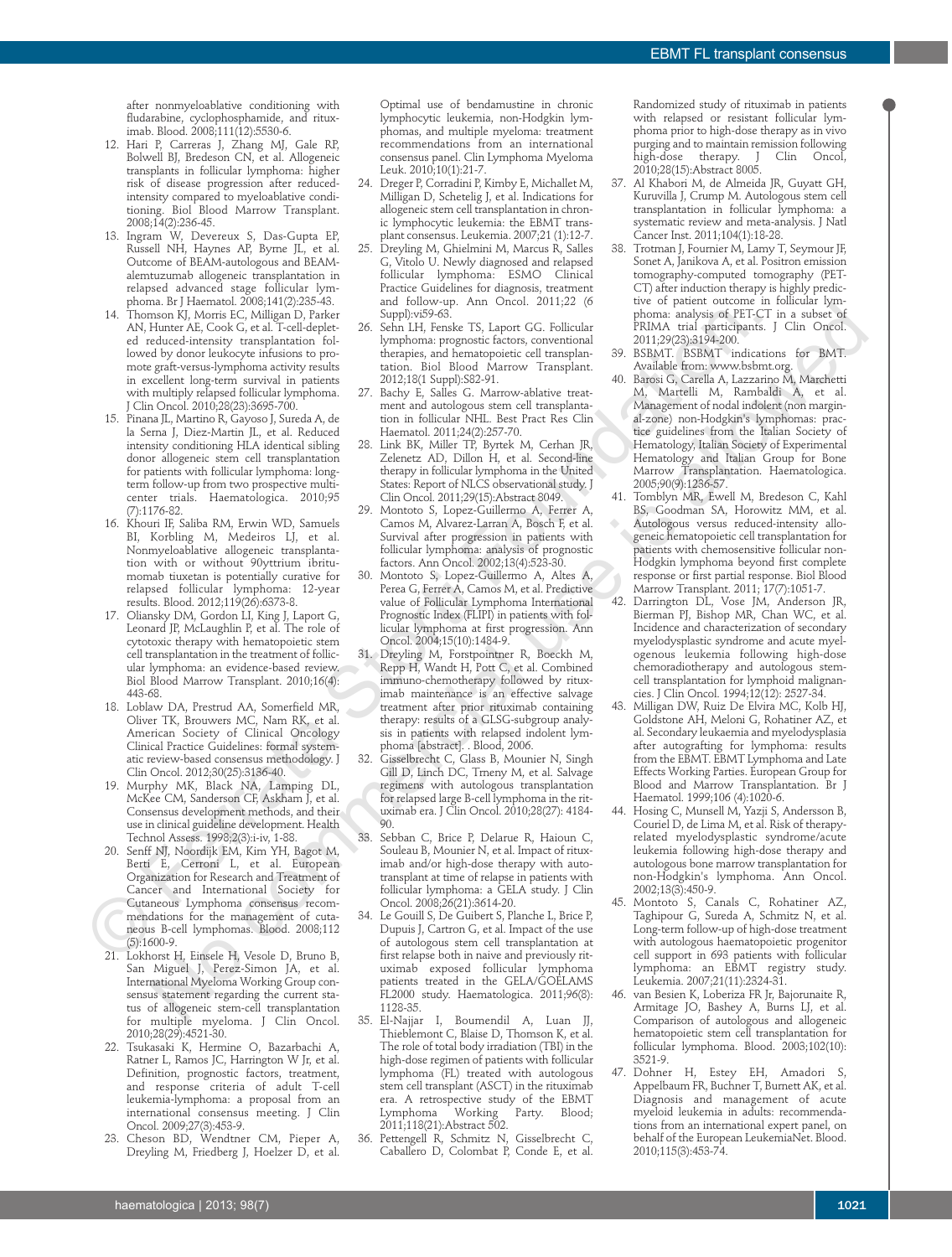after nonmyeloablative conditioning with fludarabine, cyclophosphamide, and rituximab. Blood. 2008;111(12):5530-6.

12. Hari P, Carreras J, Zhang MJ, Gale RP, Bolwell BJ, Bredeson CN, et al. Allogeneic transplants in follicular lymphoma: higher risk of disease progression after reduced-intensity compared to myeloablative conditioning. Biol Blood Marrow Transplant. 2008;14(2):236-45.
13. Ingram W, Devereux S, Das-Gupta EP, Russell NH, Haynes AP, Byrne JL, et al. Outcome of BEAM-autologous and BEAM-alemtuzumab allogeneic transplantation in relapsed advanced stage follicular lymphoma. Br J Haematol. 2008;141(2):235-43.
14. Thomson KJ, Morris EC, Milligan D, Parker AN, Hunter AE, Cook G, et al. T-cell-depleted reduced-intensity transplantation followed by donor leukocyte infusions to promote graft-versus-lymphoma activity results in excellent long-term survival in patients with multiply relapsed follicular lymphoma. J Clin Oncol. 2010;28(23):3695-700.
15. Pinana JL, Martino R, Gayoso J, Sureda A, de la Serna J, Diez-Martin JL, et al. Reduced intensity conditioning HLA identical sibling donor allogeneic stem cell transplantation for patients with follicular lymphoma: long-term follow-up from two prospective multicenter trials. Haematologica. 2010;95 (7):1176-82.
16. Khouri IF, Saliba RM, Erwin WD, Samuels BI, Korbling M, Medeiros LJ, et al. Nonmyeloablative allogeneic transplantation with or without 90yttrium ibritumomab tiuxetan is potentially curative for relapsed follicular lymphoma: 12-year results. Blood. 2012;119(26):6373-8.
17. Oliansky DM, Gordon LI, King J, Laport G, Leonard JP, McLaughlin P, et al. The role of cytotoxic therapy with hematopoietic stem cell transplantation in the treatment of follicular lymphoma: an evidence-based review. Biol Blood Marrow Transplant. 2010;16(4): 443-68.
18. Loblaw DA, Prestrud AA, Somerfield MR, Oliver TK, Brouwers MC, Nam RK, et al. American Society of Clinical Oncology Clinical Practice Guidelines: formal systematic review-based consensus methodology. J Clin Oncol. 2012;30(25):3136-40.
19. Murphy MK, Black NA, Lamping DL, McKee CM, Sanderson CF, Askham J, et al. Consensus development methods, and their use in clinical guideline development. Health Technol Assess. 1998;2(3):i-iv, 1-88.
20. Senff NJ, Noordijk EM, Kim YH, Bagot M, Berti E, Cerroni L, et al. European Organization for Research and Treatment of Cancer and International Society for Cutaneous Lymphoma consensus recommendations for the management of cutaneous B-cell lymphomas. Blood. 2008;112 (5):1600-9.
21. Lokhorst H, Einsele H, Vesole D, Bruno B, San Miguel J, Perez-Simon JA, et al. International Myeloma Working Group consensus statement regarding the current status of allogeneic stem-cell transplantation for multiple myeloma. J Clin Oncol. 2010;28(29):4521-30.
22. Tsukasaki K, Hermine O, Bazarbachi A, Ratner L, Ramos JC, Harrington W Jr, et al. Definition, prognostic factors, treatment, and response criteria of adult T-cell leukemia-lymphoma: a proposal from an international consensus meeting. J Clin Oncol. 2009;27(3):453-9.
23. Cheson BD, Wendtner CM, Pieper A, Dreyling M, Friedberg J, Hoelzer D, et al. Optimal use of bendamustine in chronic lymphocytic leukemia, non-Hodgkin lymphomas, and multiple myeloma: treatment recommendations from an international consensus panel. Clin Lymphoma Myeloma Leuk. 2010;10(1):21-7.
24. Dreger P, Corradini P, Kimby E, Michallet M, Milligan D, Schetelig J, et al. Indications for allogeneic stem cell transplantation in chronic lymphocytic leukemia: the EBMT transplant consensus. Leukemia. 2007;21 (1):12-7.
25. Dreyling M, Ghielmini M, Marcus R, Salles G, Vitolo U. Newly diagnosed and relapsed follicular lymphoma: ESMO Clinical Practice Guidelines for diagnosis, treatment and follow-up. Ann Oncol. 2011;22 (6 Suppl):vi59-63.
26. Sehn LH, Fenske TS, Laport GG. Follicular lymphoma: prognostic factors, conventional therapies, and hematopoietic cell transplantation. Biol Blood Marrow Transplant. 2012;18(1 Suppl):S82-91.
27. Bachy E, Salles G. Marrow-ablative treatment and autologous stem cell transplantation in follicular NHL. Best Pract Res Clin Haematol. 2011;24(2):257-70.
28. Link BK, Miller TP, Byrtek M, Cerhan JR, Zelenetz AD, Dillon H, et al. Second-line therapy in follicular lymphoma in the United States: Report of NLCS observational study. J Clin Oncol. 2011;29(15):Abstract 8049.
29. Montoto S, Lopez-Guillermo A, Ferrer A, Camos M, Alvarez-Larran A, Bosch F, et al. Survival after progression in patients with follicular lymphoma: analysis of prognostic factors. Ann Oncol. 2002;13(4):523-30.
30. Montoto S, Lopez-Guillermo A, Altes A, Perea G, Ferrer A, Camos M, et al. Predictive value of Follicular Lymphoma International Prognostic Index (FLIPI) in patients with follicular lymphoma at first progression. Ann Oncol. 2004;15(10):1484-9.
31. Dreyling M, Forstpointner R, Boeckh M, Repp H, Wandt H, Pott C, et al. Combined immuno-chemotherapy followed by rituximab maintenance is an effective salvage treatment after prior rituximab containing therapy: results of a GLSG-subgroup analysis in patients with relapsed indolent lymphoma [abstract]. . Blood, 2006.
32. Gisselbrecht C, Glass B, Mounier N, Singh Gill D, Linch DC, Trneny M, et al. Salvage regimens with autologous transplantation for relapsed large B-cell lymphoma in the rituximab era. J Clin Oncol. 2010;28(27): 4184-90.
33. Sebban C, Brice P, Delarue R, Haioun C, Souleau B, Mounier N, et al. Impact of rituximab and/or high-dose therapy with autotransplant at time of relapse in patients with follicular lymphoma: a GELA study. J Clin Oncol. 2008;26(21):3614-20.
34. Le Gouill S, De Guibert S, Planche L, Brice P, Dupuis J, Cartron G, et al. Impact of the use of autologous stem cell transplantation at first relapse both in naive and previously rituximab exposed follicular lymphoma patients treated in the GELA/GOELAMS FL2000 study. Haematologica. 2011;96(8): 1128-35.
35. El-Najjar I, Boumendil A, Luan JJ, Thieblemont C, Blaise D, Thomson K, et al. The role of total body irradiation (TBI) in the high-dose regimen of patients with follicular lymphoma (FL) treated with autologous stem cell transplant (ASCT) in the rituximab era. A retrospective study of the EBMT Lymphoma Working Party. Blood; 2011;118(21):Abstract 502.
36. Pettengell R, Schmitz N, Gisselbrecht C, Caballero D, Colombat P, Conde E, et al. Randomized study of rituximab in patients with relapsed or resistant follicular lymphoma prior to high-dose therapy as in vivo purging and to maintain remission following high-dose therapy. J Clin Oncol, 2010;28(15):Abstract 8005.
37. Al Khabori M, de Almeida JR, Guyatt GH, Kuruvilla J, Crump M. Autologous stem cell transplantation in follicular lymphoma: a systematic review and meta-analysis. J Natl Cancer Inst. 2011;104(1):18-28.
38. Trotman J, Fournier M, Lamy T, Seymour JF, Sonet A, Janikova A, et al. Positron emission tomography-computed tomography (PET-CT) after induction therapy is highly predictive of patient outcome in follicular lymphoma: analysis of PET-CT in a subset of PRIMA trial participants. J Clin Oncol. 2011;29(23):3194-200.
39. BSBMT. BSBMT indications for BMT. Available from: www.bsbmt.org.
40. Barosi G, Carella A, Lazzarino M, Marchetti M, Martelli M, Rambaldi A, et al. Management of nodal indolent (non marginal-zone) non-Hodgkin's lymphomas: practice guidelines from the Italian Society of Hematology, Italian Society of Experimental Hematology and Italian Group for Bone Marrow Transplantation. Haematologica. 2005;90(9):1236-57.
41. Tomblyn MR, Ewell M, Bredeson C, Kahl BS, Goodman SA, Horowitz MM, et al. Autologous versus reduced-intensity allogeneic hematopoietic cell transplantation for patients with chemosensitive follicular non-Hodgkin lymphoma beyond first complete response or first partial response. Biol Blood Marrow Transplant. 2011; 17(7):1051-7.
42. Darrington DL, Vose JM, Anderson JR, Bierman PJ, Bishop MR, Chan WC, et al. Incidence and characterization of secondary myelodysplastic syndrome and acute myelogenous leukemia following high-dose chemoradiotherapy and autologous stem-cell transplantation for lymphoid malignancies. J Clin Oncol. 1994;12(12): 2527-34.
43. Milligan DW, Ruiz De Elvira MC, Kolb HJ, Goldstone AH, Meloni G, Rohatiner AZ, et al. Secondary leukaemia and myelodysplasia after autografting for lymphoma: results from the EBMT. EBMT Lymphoma and Late Effects Working Parties. European Group for Blood and Marrow Transplantation. Br J Haematol. 1999;106 (4):1020-6.
44. Hosing C, Munsell M, Yazji S, Andersson B, Couriel D, de Lima M, et al. Risk of therapy-related myelodysplastic syndrome/acute leukemia following high-dose therapy and autologous bone marrow transplantation for non-Hodgkin's lymphoma. Ann Oncol. 2002;13(3):450-9.
45. Montoto S, Canals C, Rohatiner AZ, Taghipour G, Sureda A, Schmitz N, et al. Long-term follow-up of high-dose treatment with autologous haematopoietic progenitor cell support in 693 patients with follicular lymphoma: an EBMT registry study. Leukemia. 2007;21(11):2324-31.
46. van Besien K, Loberiza FR Jr, Bajorunaite R, Armitage JO, Bashey A, Burns LJ, et al. Comparison of autologous and allogeneic hematopoietic stem cell transplantation for follicular lymphoma. Blood. 2003;102(10): 3521-9.
47. Dohner H, Estey EH, Amadori S, Appelbaum FR, Buchner T, Burnett AK, et al. Diagnosis and management of acute myeloid leukemia in adults: recommendations from an international expert panel, on behalf of the European LeukemiaNet. Blood. 2010;115(3):453-74.